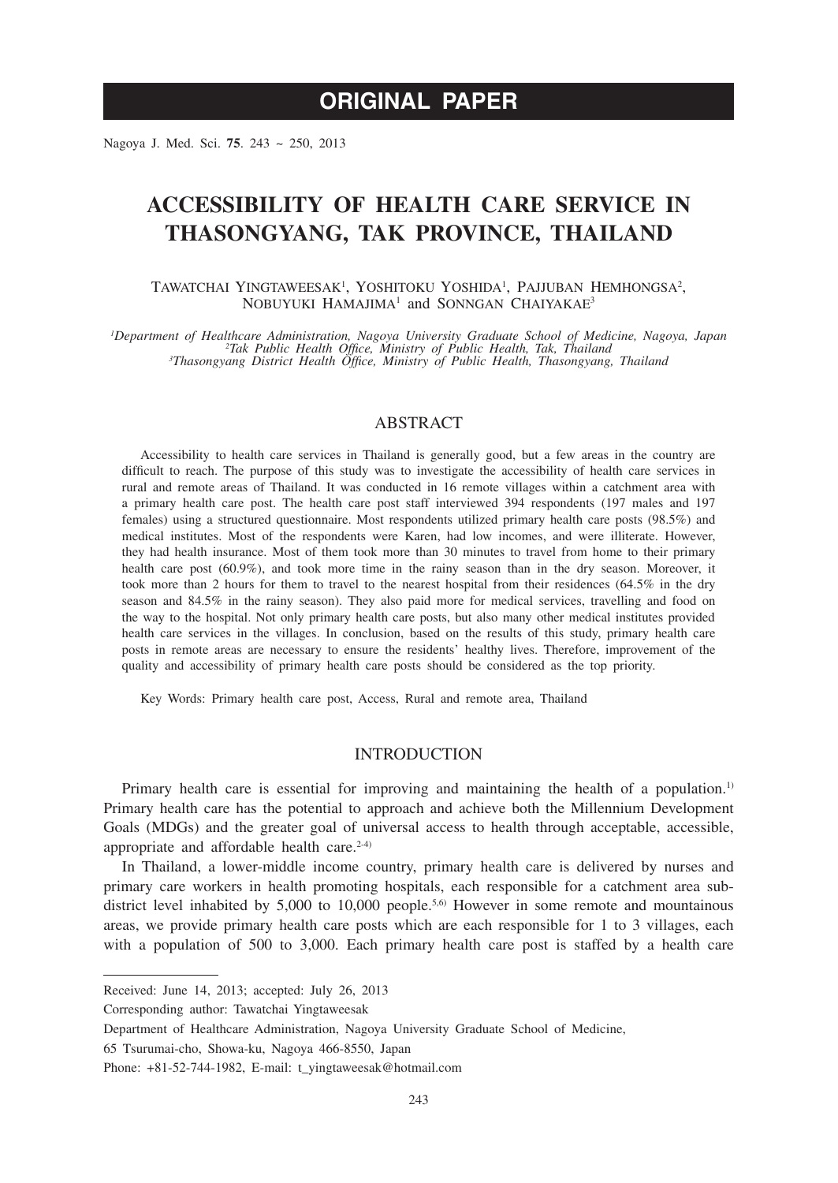# ORIGINAL PAPER

# ACCESSIBILITY OF HEALTH CARE SERVICE IN THASONGYANG, TAK PROVINCE, THAILAND

Tawatchai Yingtaweesak[1], Yoshitoku Yoshida[1], Pajjuban Hemhongsa[2], Nobuyuki Hamajima[1] and Sonngan Chaiyakae[3]

*[1]Department of Healthcare Administration, Nagoya University Graduate School of Medicine, Nagoya, Japan*
*[2]Tak Public Health Office, Ministry of Public Health, Tak, Thailand*
*[3]Thasongyang District Health Office, Ministry of Public Health, Thasongyang, Thailand*

## ABSTRACT

Accessibility to health care services in Thailand is generally good, but a few areas in the country are difficult to reach. The purpose of this study was to investigate the accessibility of health care services in rural and remote areas of Thailand. It was conducted in 16 remote villages within a catchment area with a primary health care post. The health care post staff interviewed 394 respondents (197 males and 197 females) using a structured questionnaire. Most respondents utilized primary health care posts (98.5%) and medical institutes. Most of the respondents were Karen, had low incomes, and were illiterate. However, they had health insurance. Most of them took more than 30 minutes to travel from home to their primary health care post (60.9%), and took more time in the rainy season than in the dry season. Moreover, it took more than 2 hours for them to travel to the nearest hospital from their residences (64.5% in the dry season and 84.5% in the rainy season). They also paid more for medical services, travelling and food on the way to the hospital. Not only primary health care posts, but also many other medical institutes provided health care services in the villages. In conclusion, based on the results of this study, primary health care posts in remote areas are necessary to ensure the residents' healthy lives. Therefore, improvement of the quality and accessibility of primary health care posts should be considered as the top priority.

Key Words: Primary health care post, Access, Rural and remote area, Thailand

## INTRODUCTION

Primary health care is essential for improving and maintaining the health of a population.[1] Primary health care has the potential to approach and achieve both the Millennium Development Goals (MDGs) and the greater goal of universal access to health through acceptable, accessible, appropriate and affordable health care.[2-4]

In Thailand, a lower-middle income country, primary health care is delivered by nurses and primary care workers in health promoting hospitals, each responsible for a catchment area sub-district level inhabited by 5,000 to 10,000 people.[5,6] However in some remote and mountainous areas, we provide primary health care posts which are each responsible for 1 to 3 villages, each with a population of 500 to 3,000. Each primary health care post is staffed by a health care

---

Received: June 14, 2013; accepted: July 26, 2013

Corresponding author: Tawatchai Yingtaweesak

Department of Healthcare Administration, Nagoya University Graduate School of Medicine,

65 Tsurumai-cho, Showa-ku, Nagoya 466-8550, Japan

Phone: +81-52-744-1982, E-mail: t_yingtaweesak@hotmail.com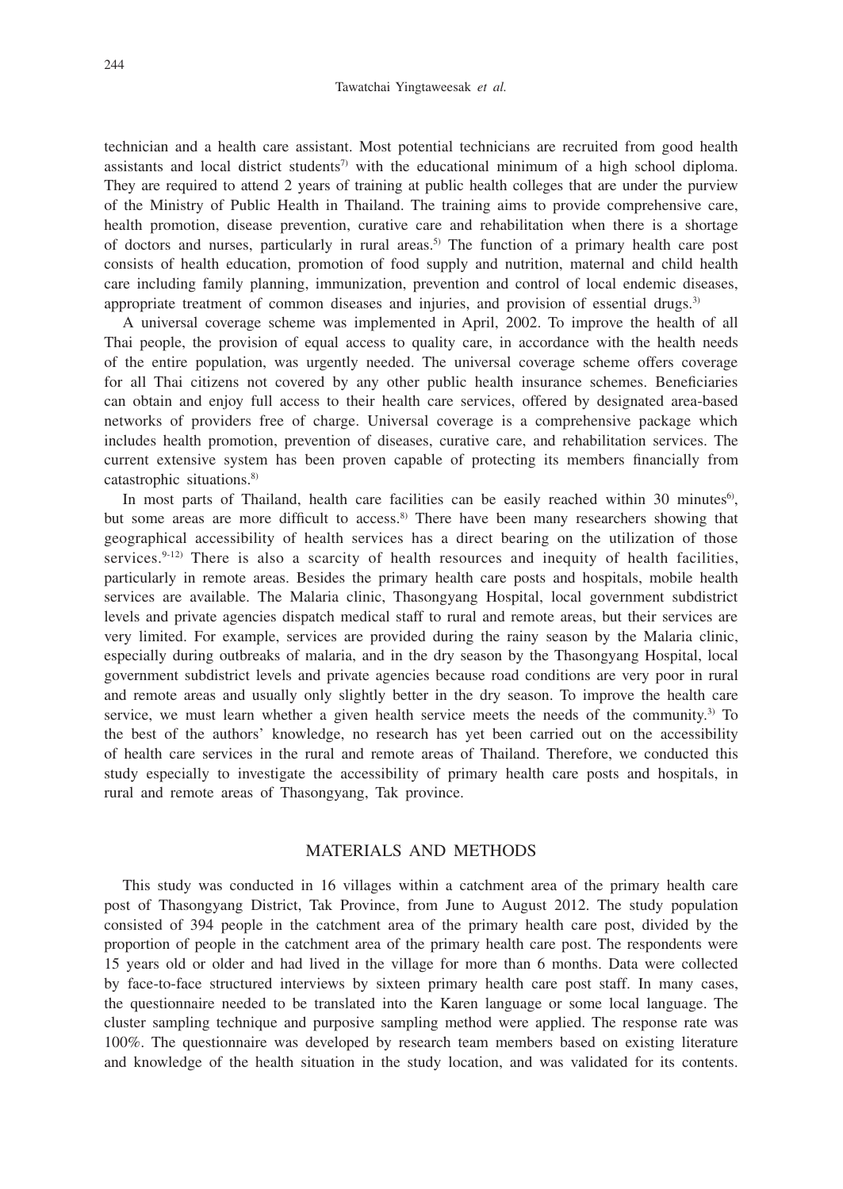technician and a health care assistant. Most potential technicians are recruited from good health assistants and local district students[7] with the educational minimum of a high school diploma. They are required to attend 2 years of training at public health colleges that are under the purview of the Ministry of Public Health in Thailand. The training aims to provide comprehensive care, health promotion, disease prevention, curative care and rehabilitation when there is a shortage of doctors and nurses, particularly in rural areas.[5] The function of a primary health care post consists of health education, promotion of food supply and nutrition, maternal and child health care including family planning, immunization, prevention and control of local endemic diseases, appropriate treatment of common diseases and injuries, and provision of essential drugs.[3]

A universal coverage scheme was implemented in April, 2002. To improve the health of all Thai people, the provision of equal access to quality care, in accordance with the health needs of the entire population, was urgently needed. The universal coverage scheme offers coverage for all Thai citizens not covered by any other public health insurance schemes. Beneficiaries can obtain and enjoy full access to their health care services, offered by designated area-based networks of providers free of charge. Universal coverage is a comprehensive package which includes health promotion, prevention of diseases, curative care, and rehabilitation services. The current extensive system has been proven capable of protecting its members financially from catastrophic situations.[8]

In most parts of Thailand, health care facilities can be easily reached within 30 minutes[6], but some areas are more difficult to access.[8] There have been many researchers showing that geographical accessibility of health services has a direct bearing on the utilization of those services.[9-12] There is also a scarcity of health resources and inequity of health facilities, particularly in remote areas. Besides the primary health care posts and hospitals, mobile health services are available. The Malaria clinic, Thasongyang Hospital, local government subdistrict levels and private agencies dispatch medical staff to rural and remote areas, but their services are very limited. For example, services are provided during the rainy season by the Malaria clinic, especially during outbreaks of malaria, and in the dry season by the Thasongyang Hospital, local government subdistrict levels and private agencies because road conditions are very poor in rural and remote areas and usually only slightly better in the dry season. To improve the health care service, we must learn whether a given health service meets the needs of the community.[3] To the best of the authors' knowledge, no research has yet been carried out on the accessibility of health care services in the rural and remote areas of Thailand. Therefore, we conducted this study especially to investigate the accessibility of primary health care posts and hospitals, in rural and remote areas of Thasongyang, Tak province.

## MATERIALS AND METHODS

This study was conducted in 16 villages within a catchment area of the primary health care post of Thasongyang District, Tak Province, from June to August 2012. The study population consisted of 394 people in the catchment area of the primary health care post, divided by the proportion of people in the catchment area of the primary health care post. The respondents were 15 years old or older and had lived in the village for more than 6 months. Data were collected by face-to-face structured interviews by sixteen primary health care post staff. In many cases, the questionnaire needed to be translated into the Karen language or some local language. The cluster sampling technique and purposive sampling method were applied. The response rate was 100%. The questionnaire was developed by research team members based on existing literature and knowledge of the health situation in the study location, and was validated for its contents.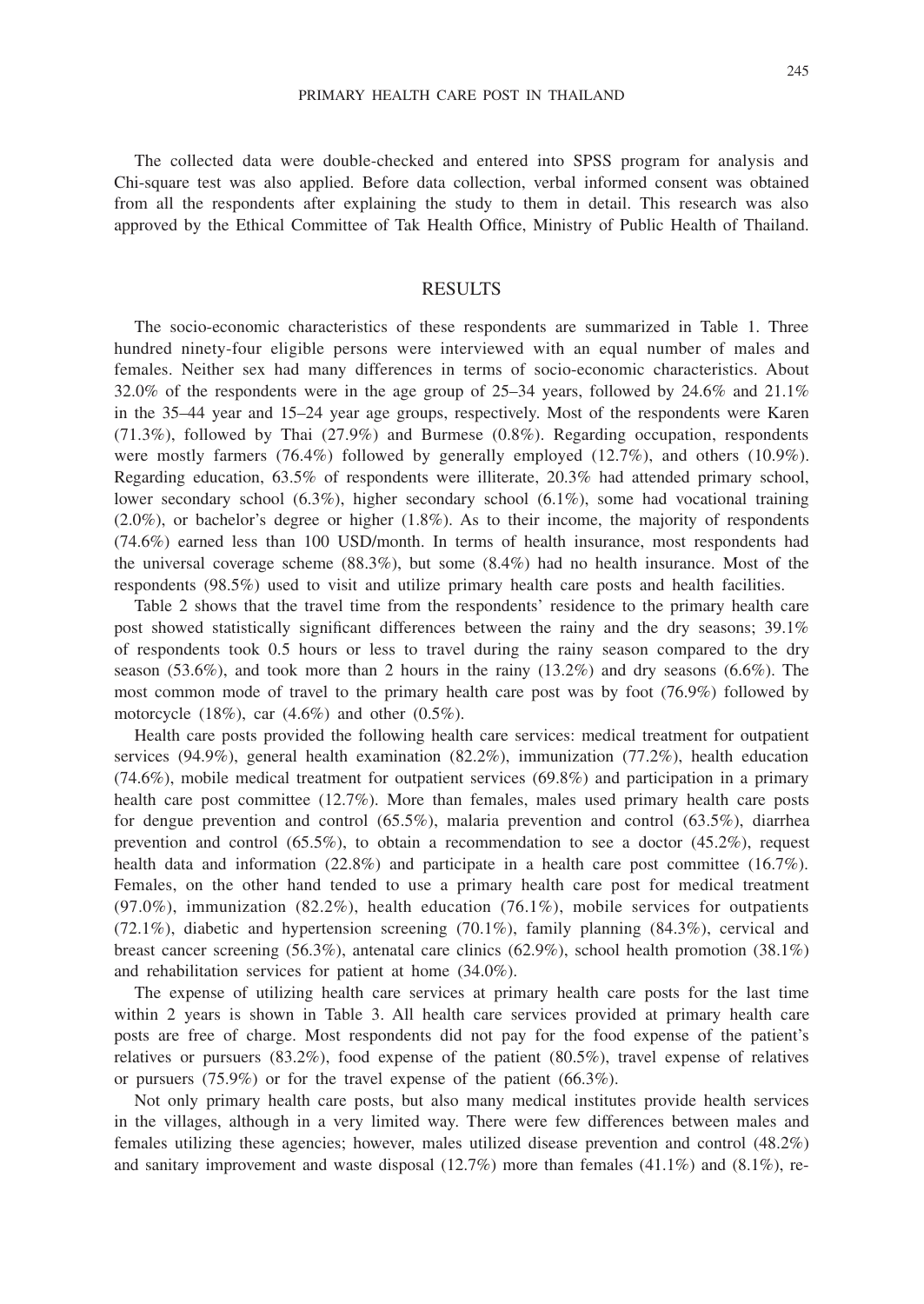The collected data were double-checked and entered into SPSS program for analysis and Chi-square test was also applied. Before data collection, verbal informed consent was obtained from all the respondents after explaining the study to them in detail. This research was also approved by the Ethical Committee of Tak Health Office, Ministry of Public Health of Thailand.

## RESULTS

The socio-economic characteristics of these respondents are summarized in Table 1. Three hundred ninety-four eligible persons were interviewed with an equal number of males and females. Neither sex had many differences in terms of socio-economic characteristics. About 32.0% of the respondents were in the age group of 25–34 years, followed by 24.6% and 21.1% in the 35–44 year and 15–24 year age groups, respectively. Most of the respondents were Karen (71.3%), followed by Thai (27.9%) and Burmese (0.8%). Regarding occupation, respondents were mostly farmers (76.4%) followed by generally employed (12.7%), and others (10.9%). Regarding education, 63.5% of respondents were illiterate, 20.3% had attended primary school, lower secondary school (6.3%), higher secondary school (6.1%), some had vocational training (2.0%), or bachelor's degree or higher (1.8%). As to their income, the majority of respondents (74.6%) earned less than 100 USD/month. In terms of health insurance, most respondents had the universal coverage scheme (88.3%), but some (8.4%) had no health insurance. Most of the respondents (98.5%) used to visit and utilize primary health care posts and health facilities.

Table 2 shows that the travel time from the respondents' residence to the primary health care post showed statistically significant differences between the rainy and the dry seasons; 39.1% of respondents took 0.5 hours or less to travel during the rainy season compared to the dry season (53.6%), and took more than 2 hours in the rainy (13.2%) and dry seasons (6.6%). The most common mode of travel to the primary health care post was by foot (76.9%) followed by motorcycle (18%), car (4.6%) and other (0.5%).

Health care posts provided the following health care services: medical treatment for outpatient services (94.9%), general health examination (82.2%), immunization (77.2%), health education (74.6%), mobile medical treatment for outpatient services (69.8%) and participation in a primary health care post committee (12.7%). More than females, males used primary health care posts for dengue prevention and control (65.5%), malaria prevention and control (63.5%), diarrhea prevention and control (65.5%), to obtain a recommendation to see a doctor (45.2%), request health data and information (22.8%) and participate in a health care post committee (16.7%). Females, on the other hand tended to use a primary health care post for medical treatment (97.0%), immunization (82.2%), health education (76.1%), mobile services for outpatients (72.1%), diabetic and hypertension screening (70.1%), family planning (84.3%), cervical and breast cancer screening (56.3%), antenatal care clinics (62.9%), school health promotion (38.1%) and rehabilitation services for patient at home (34.0%).

The expense of utilizing health care services at primary health care posts for the last time within 2 years is shown in Table 3. All health care services provided at primary health care posts are free of charge. Most respondents did not pay for the food expense of the patient's relatives or pursuers (83.2%), food expense of the patient (80.5%), travel expense of relatives or pursuers (75.9%) or for the travel expense of the patient (66.3%).

Not only primary health care posts, but also many medical institutes provide health services in the villages, although in a very limited way. There were few differences between males and females utilizing these agencies; however, males utilized disease prevention and control (48.2%) and sanitary improvement and waste disposal (12.7%) more than females (41.1%) and (8.1%), re-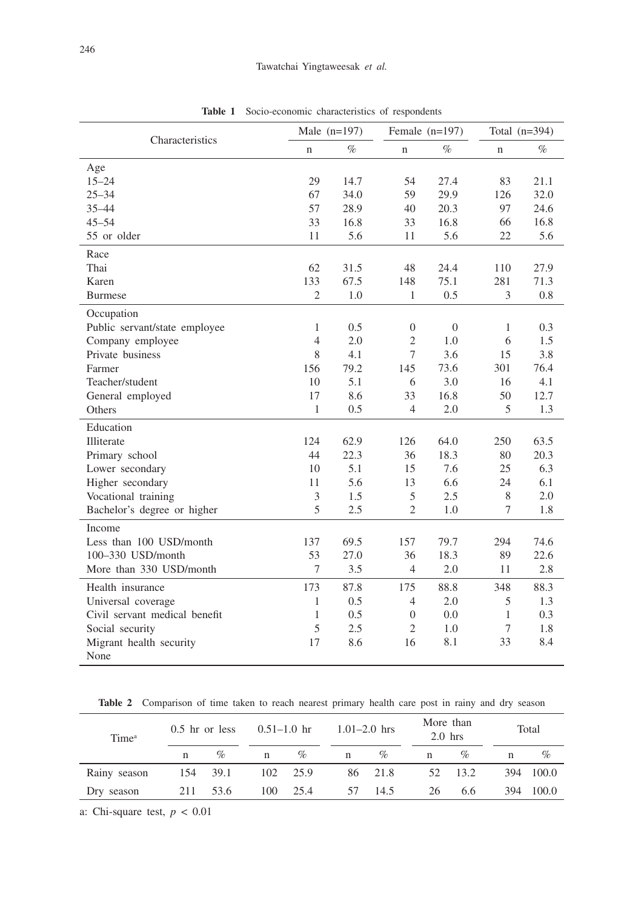**Table 1** Socio-economic characteristics of respondents

| Characteristics | Male (n=197) | | Female (n=197) | | Total (n=394) | |
|---|---|---|---|---|---|---|
| | n | % | n | % | n | % |
| Age | | | | | | |
| 15–24 | 29 | 14.7 | 54 | 27.4 | 83 | 21.1 |
| 25–34 | 67 | 34.0 | 59 | 29.9 | 126 | 32.0 |
| 35–44 | 57 | 28.9 | 40 | 20.3 | 97 | 24.6 |
| 45–54 | 33 | 16.8 | 33 | 16.8 | 66 | 16.8 |
| 55 or older | 11 | 5.6 | 11 | 5.6 | 22 | 5.6 |
| Race | | | | | | |
| Thai | 62 | 31.5 | 48 | 24.4 | 110 | 27.9 |
| Karen | 133 | 67.5 | 148 | 75.1 | 281 | 71.3 |
| Burmese | 2 | 1.0 | 1 | 0.5 | 3 | 0.8 |
| Occupation | | | | | | |
| Public servant/state employee | 1 | 0.5 | 0 | 0 | 1 | 0.3 |
| Company employee | 4 | 2.0 | 2 | 1.0 | 6 | 1.5 |
| Private business | 8 | 4.1 | 7 | 3.6 | 15 | 3.8 |
| Farmer | 156 | 79.2 | 145 | 73.6 | 301 | 76.4 |
| Teacher/student | 10 | 5.1 | 6 | 3.0 | 16 | 4.1 |
| General employed | 17 | 8.6 | 33 | 16.8 | 50 | 12.7 |
| Others | 1 | 0.5 | 4 | 2.0 | 5 | 1.3 |
| Education | | | | | | |
| Illiterate | 124 | 62.9 | 126 | 64.0 | 250 | 63.5 |
| Primary school | 44 | 22.3 | 36 | 18.3 | 80 | 20.3 |
| Lower secondary | 10 | 5.1 | 15 | 7.6 | 25 | 6.3 |
| Higher secondary | 11 | 5.6 | 13 | 6.6 | 24 | 6.1 |
| Vocational training | 3 | 1.5 | 5 | 2.5 | 8 | 2.0 |
| Bachelor's degree or higher | 5 | 2.5 | 2 | 1.0 | 7 | 1.8 |
| Income | | | | | | |
| Less than 100 USD/month | 137 | 69.5 | 157 | 79.7 | 294 | 74.6 |
| 100–330 USD/month | 53 | 27.0 | 36 | 18.3 | 89 | 22.6 |
| More than 330 USD/month | 7 | 3.5 | 4 | 2.0 | 11 | 2.8 |
| Health insurance | 173 | 87.8 | 175 | 88.8 | 348 | 88.3 |
| Universal coverage | 1 | 0.5 | 4 | 2.0 | 5 | 1.3 |
| Civil servant medical benefit | 1 | 0.5 | 0 | 0.0 | 1 | 0.3 |
| Social security | 5 | 2.5 | 2 | 1.0 | 7 | 1.8 |
| Migrant health security | 17 | 8.6 | 16 | 8.1 | 33 | 8.4 |
| None | | | | | | |

**Table 2** Comparison of time taken to reach nearest primary health care post in rainy and dry season

| Time[a] | 0.5 hr or less | | 0.51–1.0 hr | | 1.01–2.0 hrs | | More than 2.0 hrs | | Total | |
|---|---|---|---|---|---|---|---|---|---|---|
| | n | % | n | % | n | % | n | % | n | % |
| Rainy season | 154 | 39.1 | 102 | 25.9 | 86 | 21.8 | 52 | 13.2 | 394 | 100.0 |
| Dry season | 211 | 53.6 | 100 | 25.4 | 57 | 14.5 | 26 | 6.6 | 394 | 100.0 |

a: Chi-square test, $p < 0.01$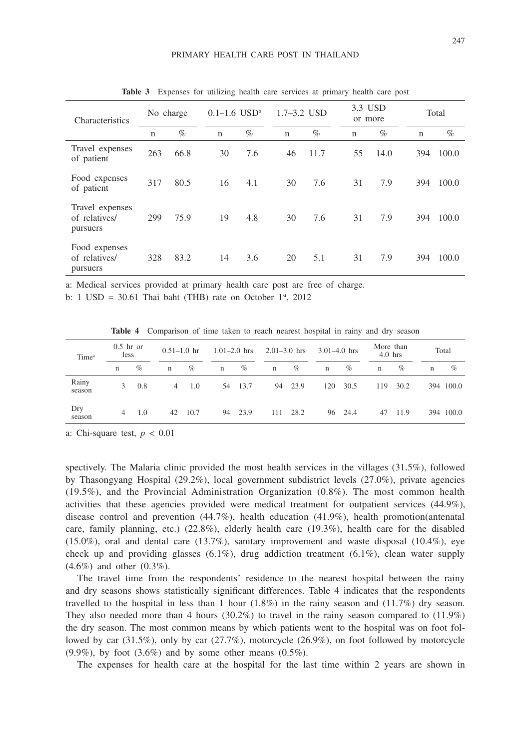**Table 3** Expenses for utilizing health care services at primary health care post

| Characteristics | No charge | | 0.1–1.6 USD[b] | | 1.7–3.2 USD | | 3.3 USD or more | | Total | |
|---|---|---|---|---|---|---|---|---|---|---|
| | n | % | n | % | n | % | n | % | n | % |
| Travel expenses of patient | 263 | 66.8 | 30 | 7.6 | 46 | 11.7 | 55 | 14.0 | 394 | 100.0 |
| Food expenses of patient | 317 | 80.5 | 16 | 4.1 | 30 | 7.6 | 31 | 7.9 | 394 | 100.0 |
| Travel expenses of relatives/ pursuers | 299 | 75.9 | 19 | 4.8 | 30 | 7.6 | 31 | 7.9 | 394 | 100.0 |
| Food expenses of relatives/ pursuers | 328 | 83.2 | 14 | 3.6 | 20 | 5.1 | 31 | 7.9 | 394 | 100.0 |

a: Medical services provided at primary health care post are free of charge.

b: 1 USD = 30.61 Thai baht (THB) rate on October 1st, 2012

**Table 4** Comparison of time taken to reach nearest hospital in rainy and dry season

| Time[a] | 0.5 hr or less | | 0.51–1.0 hr | | 1.01–2.0 hrs | | 2.01–3.0 hrs | | 3.01–4.0 hrs | | More than 4.0 hrs | | Total | |
|---|---|---|---|---|---|---|---|---|---|---|---|---|---|---|
| | n | % | n | % | n | % | n | % | n | % | n | % | n | % |
| Rainy season | 3 | 0.8 | 4 | 1.0 | 54 | 13.7 | 94 | 23.9 | 120 | 30.5 | 119 | 30.2 | 394 | 100.0 |
| Dry season | 4 | 1.0 | 42 | 10.7 | 94 | 23.9 | 111 | 28.2 | 96 | 24.4 | 47 | 11.9 | 394 | 100.0 |

a: Chi-square test, $p < 0.01$

spectively. The Malaria clinic provided the most health services in the villages (31.5%), followed by Thasongyang Hospital (29.2%), local government subdistrict levels (27.0%), private agencies (19.5%), and the Provincial Administration Organization (0.8%). The most common health activities that these agencies provided were medical treatment for outpatient services (44.9%), disease control and prevention (44.7%), health education (41.9%), health promotion(antenatal care, family planning, etc.) (22.8%), elderly health care (19.3%), health care for the disabled (15.0%), oral and dental care (13.7%), sanitary improvement and waste disposal (10.4%), eye check up and providing glasses (6.1%), drug addiction treatment (6.1%), clean water supply (4.6%) and other (0.3%).

The travel time from the respondents' residence to the nearest hospital between the rainy and dry seasons shows statistically significant differences. Table 4 indicates that the respondents travelled to the hospital in less than 1 hour (1.8%) in the rainy season and (11.7%) dry season. They also needed more than 4 hours (30.2%) to travel in the rainy season compared to (11.9%) the dry season. The most common means by which patients went to the hospital was on foot followed by car (31.5%), only by car (27.7%), motorcycle (26.9%), on foot followed by motorcycle (9.9%), by foot (3.6%) and by some other means (0.5%).

The expenses for health care at the hospital for the last time within 2 years are shown in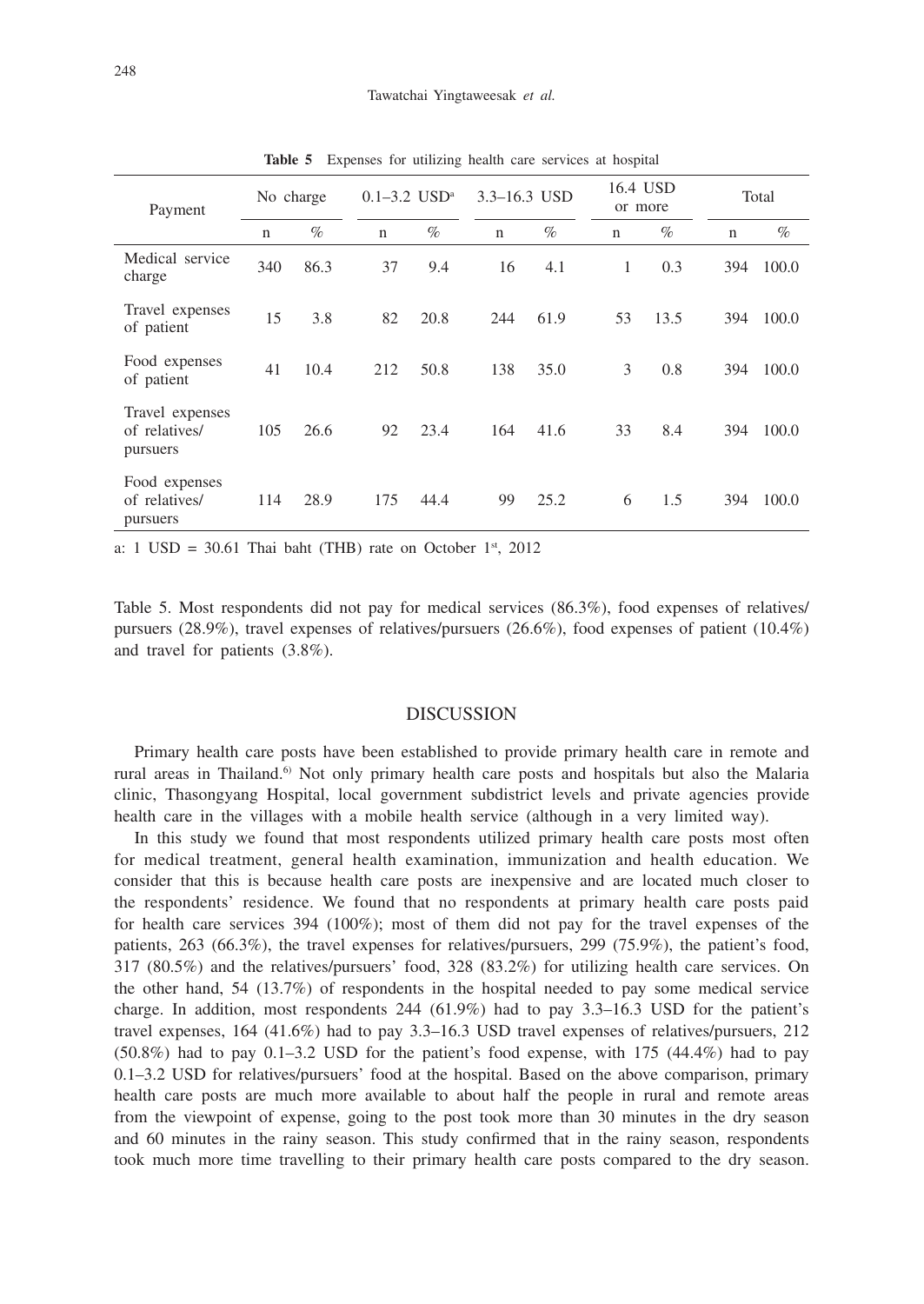**Table 5** Expenses for utilizing health care services at hospital

| Payment | No charge | | 0.1–3.2 USD[a] | | 3.3–16.3 USD | | 16.4 USD or more | | Total | |
|---|---|---|---|---|---|---|---|---|---|---|
| | n | % | n | % | n | % | n | % | n | % |
| Medical service charge | 340 | 86.3 | 37 | 9.4 | 16 | 4.1 | 1 | 0.3 | 394 | 100.0 |
| Travel expenses of patient | 15 | 3.8 | 82 | 20.8 | 244 | 61.9 | 53 | 13.5 | 394 | 100.0 |
| Food expenses of patient | 41 | 10.4 | 212 | 50.8 | 138 | 35.0 | 3 | 0.8 | 394 | 100.0 |
| Travel expenses of relatives/ pursuers | 105 | 26.6 | 92 | 23.4 | 164 | 41.6 | 33 | 8.4 | 394 | 100.0 |
| Food expenses of relatives/ pursuers | 114 | 28.9 | 175 | 44.4 | 99 | 25.2 | 6 | 1.5 | 394 | 100.0 |

a: 1 USD = 30.61 Thai baht (THB) rate on October 1st, 2012

Table 5. Most respondents did not pay for medical services (86.3%), food expenses of relatives/ pursuers (28.9%), travel expenses of relatives/pursuers (26.6%), food expenses of patient (10.4%) and travel for patients (3.8%).

## DISCUSSION

Primary health care posts have been established to provide primary health care in remote and rural areas in Thailand.[6] Not only primary health care posts and hospitals but also the Malaria clinic, Thasongyang Hospital, local government subdistrict levels and private agencies provide health care in the villages with a mobile health service (although in a very limited way).

In this study we found that most respondents utilized primary health care posts most often for medical treatment, general health examination, immunization and health education. We consider that this is because health care posts are inexpensive and are located much closer to the respondents' residence. We found that no respondents at primary health care posts paid for health care services 394 (100%); most of them did not pay for the travel expenses of the patients, 263 (66.3%), the travel expenses for relatives/pursuers, 299 (75.9%), the patient's food, 317 (80.5%) and the relatives/pursuers' food, 328 (83.2%) for utilizing health care services. On the other hand, 54 (13.7%) of respondents in the hospital needed to pay some medical service charge. In addition, most respondents 244 (61.9%) had to pay 3.3–16.3 USD for the patient's travel expenses, 164 (41.6%) had to pay 3.3–16.3 USD travel expenses of relatives/pursuers, 212 (50.8%) had to pay 0.1–3.2 USD for the patient's food expense, with 175 (44.4%) had to pay 0.1–3.2 USD for relatives/pursuers' food at the hospital. Based on the above comparison, primary health care posts are much more available to about half the people in rural and remote areas from the viewpoint of expense, going to the post took more than 30 minutes in the dry season and 60 minutes in the rainy season. This study confirmed that in the rainy season, respondents took much more time travelling to their primary health care posts compared to the dry season.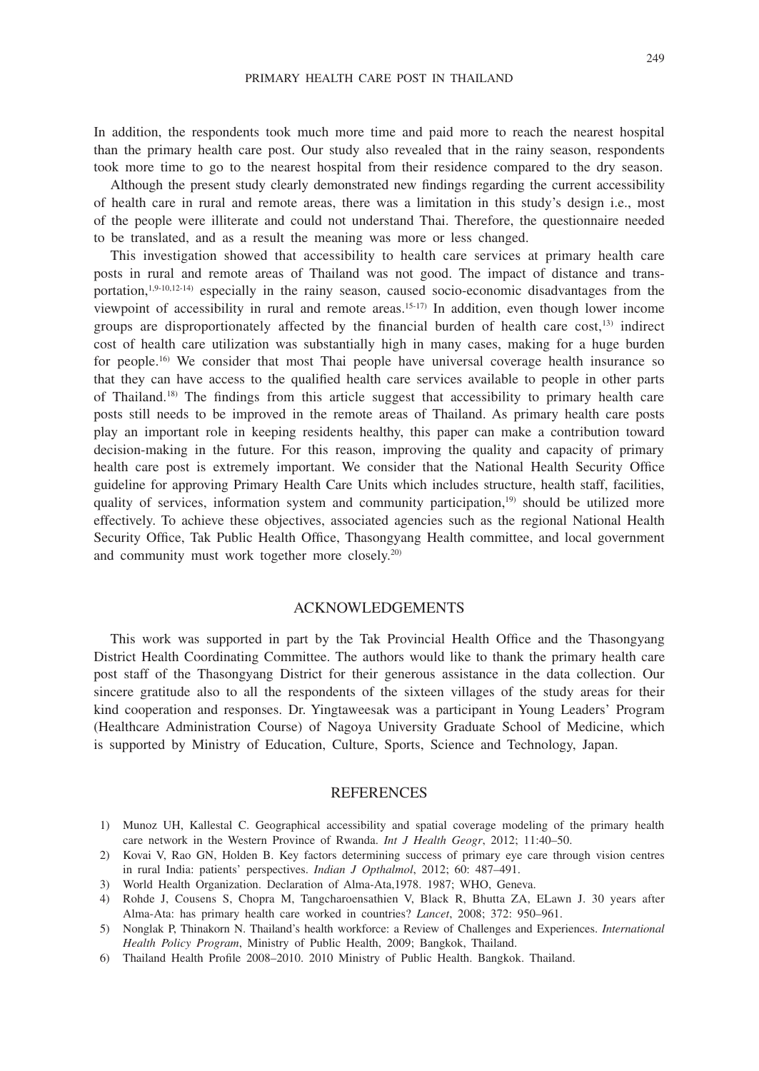In addition, the respondents took much more time and paid more to reach the nearest hospital than the primary health care post. Our study also revealed that in the rainy season, respondents took more time to go to the nearest hospital from their residence compared to the dry season.

Although the present study clearly demonstrated new findings regarding the current accessibility of health care in rural and remote areas, there was a limitation in this study's design i.e., most of the people were illiterate and could not understand Thai. Therefore, the questionnaire needed to be translated, and as a result the meaning was more or less changed.

This investigation showed that accessibility to health care services at primary health care posts in rural and remote areas of Thailand was not good. The impact of distance and transportation,[1,9-10,12-14] especially in the rainy season, caused socio-economic disadvantages from the viewpoint of accessibility in rural and remote areas.[15-17] In addition, even though lower income groups are disproportionately affected by the financial burden of health care cost,[13] indirect cost of health care utilization was substantially high in many cases, making for a huge burden for people.[16] We consider that most Thai people have universal coverage health insurance so that they can have access to the qualified health care services available to people in other parts of Thailand.[18] The findings from this article suggest that accessibility to primary health care posts still needs to be improved in the remote areas of Thailand. As primary health care posts play an important role in keeping residents healthy, this paper can make a contribution toward decision-making in the future. For this reason, improving the quality and capacity of primary health care post is extremely important. We consider that the National Health Security Office guideline for approving Primary Health Care Units which includes structure, health staff, facilities, quality of services, information system and community participation,[19] should be utilized more effectively. To achieve these objectives, associated agencies such as the regional National Health Security Office, Tak Public Health Office, Thasongyang Health committee, and local government and community must work together more closely.[20]

## ACKNOWLEDGEMENTS

This work was supported in part by the Tak Provincial Health Office and the Thasongyang District Health Coordinating Committee. The authors would like to thank the primary health care post staff of the Thasongyang District for their generous assistance in the data collection. Our sincere gratitude also to all the respondents of the sixteen villages of the study areas for their kind cooperation and responses. Dr. Yingtaweesak was a participant in Young Leaders' Program (Healthcare Administration Course) of Nagoya University Graduate School of Medicine, which is supported by Ministry of Education, Culture, Sports, Science and Technology, Japan.

## REFERENCES

1) Munoz UH, Kallestal C. Geographical accessibility and spatial coverage modeling of the primary health care network in the Western Province of Rwanda. *Int J Health Geogr*, 2012; 11:40–50.
2) Kovai V, Rao GN, Holden B. Key factors determining success of primary eye care through vision centres in rural India: patients' perspectives. *Indian J Opthalmol*, 2012; 60: 487–491.
3) World Health Organization. Declaration of Alma-Ata,1978. 1987; WHO, Geneva.
4) Rohde J, Cousens S, Chopra M, Tangcharoensathien V, Black R, Bhutta ZA, ELawn J. 30 years after Alma-Ata: has primary health care worked in countries? *Lancet*, 2008; 372: 950–961.
5) Nonglak P, Thinakorn N. Thailand's health workforce: a Review of Challenges and Experiences. *International Health Policy Program*, Ministry of Public Health, 2009; Bangkok, Thailand.
6) Thailand Health Profile 2008–2010. 2010 Ministry of Public Health. Bangkok. Thailand.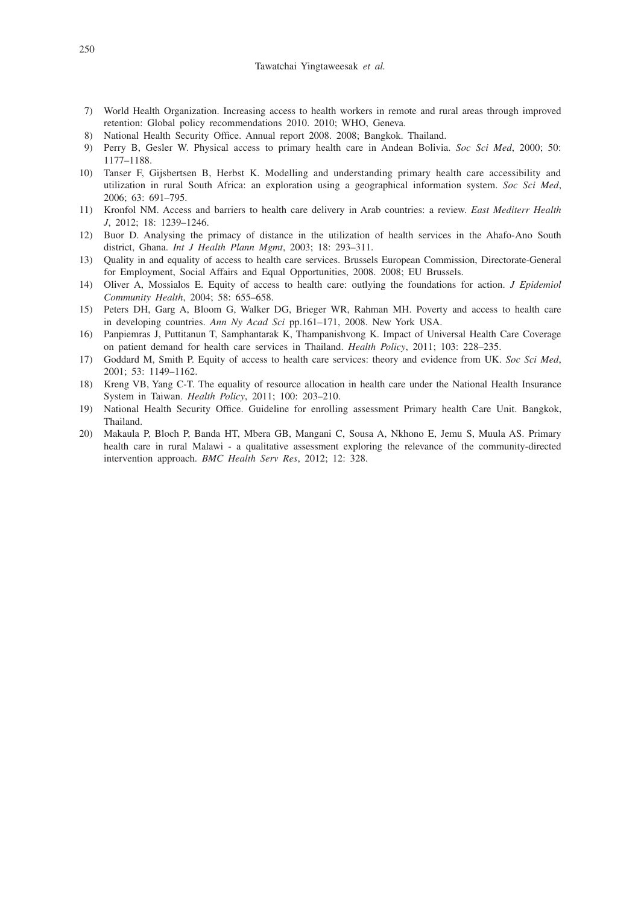7) World Health Organization. Increasing access to health workers in remote and rural areas through improved retention: Global policy recommendations 2010. 2010; WHO, Geneva.
8) National Health Security Office. Annual report 2008. 2008; Bangkok. Thailand.
9) Perry B, Gesler W. Physical access to primary health care in Andean Bolivia. *Soc Sci Med*, 2000; 50: 1177–1188.
10) Tanser F, Gijsbertsen B, Herbst K. Modelling and understanding primary health care accessibility and utilization in rural South Africa: an exploration using a geographical information system. *Soc Sci Med*, 2006; 63: 691–795.
11) Kronfol NM. Access and barriers to health care delivery in Arab countries: a review. *East Mediterr Health J*, 2012; 18: 1239–1246.
12) Buor D. Analysing the primacy of distance in the utilization of health services in the Ahafo-Ano South district, Ghana. *Int J Health Plann Mgmt*, 2003; 18: 293–311.
13) Quality in and equality of access to health care services. Brussels European Commission, Directorate-General for Employment, Social Affairs and Equal Opportunities, 2008. 2008; EU Brussels.
14) Oliver A, Mossialos E. Equity of access to health care: outlying the foundations for action. *J Epidemiol Community Health*, 2004; 58: 655–658.
15) Peters DH, Garg A, Bloom G, Walker DG, Brieger WR, Rahman MH. Poverty and access to health care in developing countries. *Ann Ny Acad Sci* pp.161–171, 2008. New York USA.
16) Panpiemras J, Puttitanun T, Samphantarak K, Thampanishvong K. Impact of Universal Health Care Coverage on patient demand for health care services in Thailand. *Health Policy*, 2011; 103: 228–235.
17) Goddard M, Smith P. Equity of access to health care services: theory and evidence from UK. *Soc Sci Med*, 2001; 53: 1149–1162.
18) Kreng VB, Yang C-T. The equality of resource allocation in health care under the National Health Insurance System in Taiwan. *Health Policy*, 2011; 100: 203–210.
19) National Health Security Office. Guideline for enrolling assessment Primary health Care Unit. Bangkok, Thailand.
20) Makaula P, Bloch P, Banda HT, Mbera GB, Mangani C, Sousa A, Nkhono E, Jemu S, Muula AS. Primary health care in rural Malawi - a qualitative assessment exploring the relevance of the community-directed intervention approach. *BMC Health Serv Res*, 2012; 12: 328.